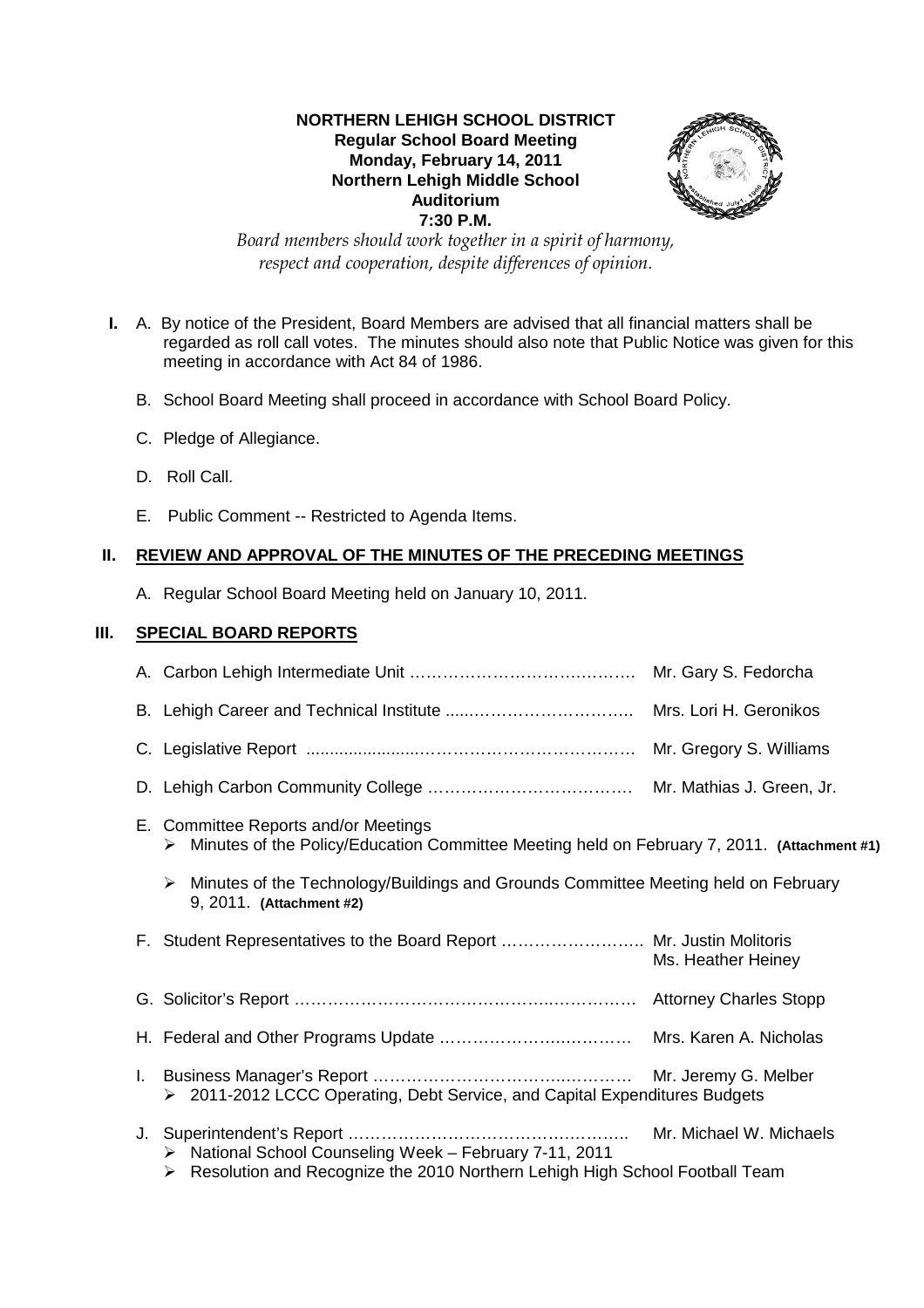**NORTHERN LEHIGH SCHOOL DISTRICT**
**Regular School Board Meeting**
**Monday, February 14, 2011**
**Northern Lehigh Middle School**
**Auditorium**
**7:30 P.M.**

*Board members should work together in a spirit of harmony, respect and cooperation, despite differences of opinion.*

**I.** A. By notice of the President, Board Members are advised that all financial matters shall be regarded as roll call votes. The minutes should also note that Public Notice was given for this meeting in accordance with Act 84 of 1986.

B. School Board Meeting shall proceed in accordance with School Board Policy.

C. Pledge of Allegiance.

D. Roll Call.

E. Public Comment -- Restricted to Agenda Items.

## II. REVIEW AND APPROVAL OF THE MINUTES OF THE PRECEDING MEETINGS

A. Regular School Board Meeting held on January 10, 2011.

## III. SPECIAL BOARD REPORTS

A. Carbon Lehigh Intermediate Unit …………………………………… Mr. Gary S. Fedorcha

B. Lehigh Career and Technical Institute ……………………………… Mrs. Lori H. Geronikos

C. Legislative Report ……………………………………………………… Mr. Gregory S. Williams

D. Lehigh Carbon Community College ………………………………… Mr. Mathias J. Green, Jr.

E. Committee Reports and/or Meetings
- Minutes of the Policy/Education Committee Meeting held on February 7, 2011. **(Attachment #1)**
- Minutes of the Technology/Buildings and Grounds Committee Meeting held on February 9, 2011. **(Attachment #2)**

F. Student Representatives to the Board Report …………………… Mr. Justin Molitoris
Ms. Heather Heiney

G. Solicitor's Report …………………………………………………… Attorney Charles Stopp

H. Federal and Other Programs Update ……………………………… Mrs. Karen A. Nicholas

I. Business Manager's Report ………………………………………… Mr. Jeremy G. Melber
- 2011-2012 LCCC Operating, Debt Service, and Capital Expenditures Budgets

J. Superintendent's Report …………………………………………… Mr. Michael W. Michaels
- National School Counseling Week – February 7-11, 2011
- Resolution and Recognize the 2010 Northern Lehigh High School Football Team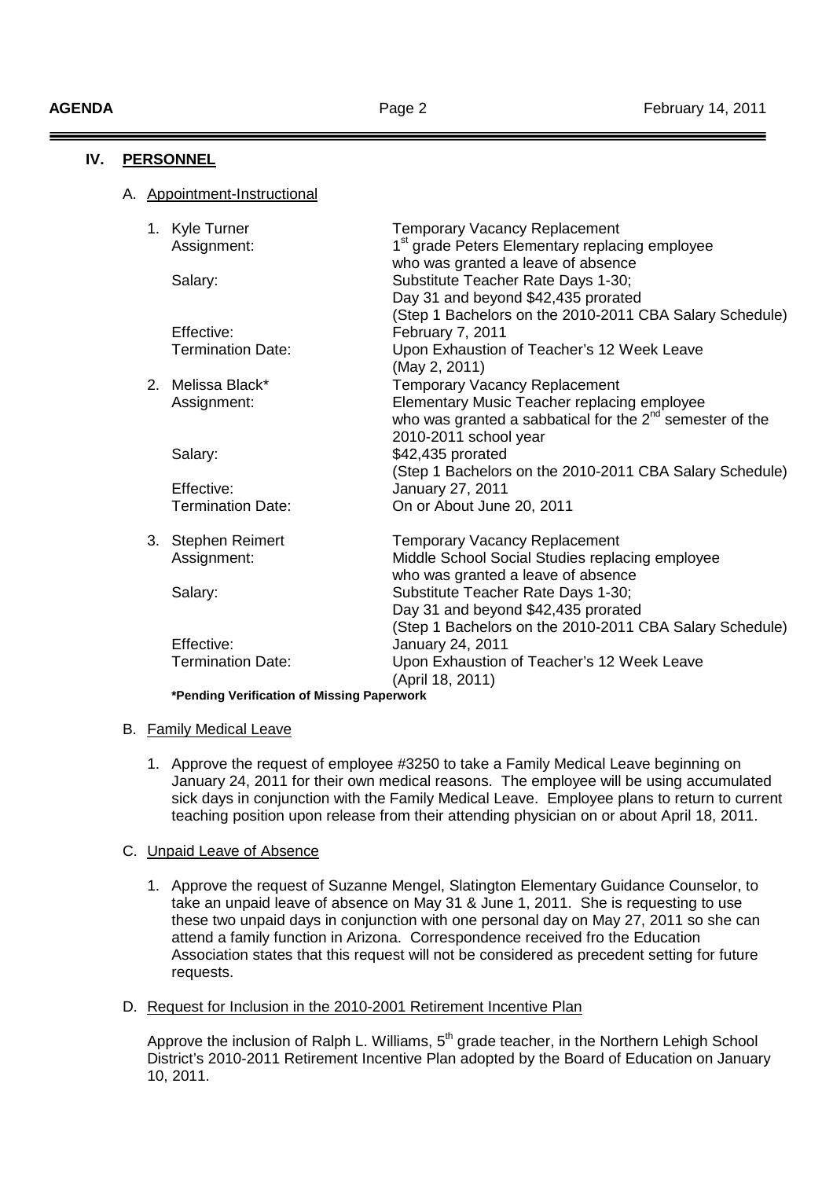## IV. PERSONNEL

### A. Appointment-Instructional

1. Kyle Turner — Temporary Vacancy Replacement
   - Assignment: 1st grade Peters Elementary replacing employee who was granted a leave of absence
   - Salary: Substitute Teacher Rate Days 1-30; Day 31 and beyond $42,435 prorated (Step 1 Bachelors on the 2010-2011 CBA Salary Schedule)
   - Effective: February 7, 2011
   - Termination Date: Upon Exhaustion of Teacher's 12 Week Leave (May 2, 2011)

2. Melissa Black* — Temporary Vacancy Replacement
   - Assignment: Elementary Music Teacher replacing employee who was granted a sabbatical for the 2nd semester of the 2010-2011 school year
   - Salary: $42,435 prorated (Step 1 Bachelors on the 2010-2011 CBA Salary Schedule)
   - Effective: January 27, 2011
   - Termination Date: On or About June 20, 2011

3. Stephen Reimert — Temporary Vacancy Replacement
   - Assignment: Middle School Social Studies replacing employee who was granted a leave of absence
   - Salary: Substitute Teacher Rate Days 1-30; Day 31 and beyond $42,435 prorated (Step 1 Bachelors on the 2010-2011 CBA Salary Schedule)
   - Effective: January 24, 2011
   - Termination Date: Upon Exhaustion of Teacher's 12 Week Leave (April 18, 2011)

**\*Pending Verification of Missing Paperwork**

### B. Family Medical Leave

1. Approve the request of employee #3250 to take a Family Medical Leave beginning on January 24, 2011 for their own medical reasons. The employee will be using accumulated sick days in conjunction with the Family Medical Leave. Employee plans to return to current teaching position upon release from their attending physician on or about April 18, 2011.

### C. Unpaid Leave of Absence

1. Approve the request of Suzanne Mengel, Slatington Elementary Guidance Counselor, to take an unpaid leave of absence on May 31 & June 1, 2011. She is requesting to use these two unpaid days in conjunction with one personal day on May 27, 2011 so she can attend a family function in Arizona. Correspondence received fro the Education Association states that this request will not be considered as precedent setting for future requests.

### D. Request for Inclusion in the 2010-2001 Retirement Incentive Plan

Approve the inclusion of Ralph L. Williams, 5th grade teacher, in the Northern Lehigh School District's 2010-2011 Retirement Incentive Plan adopted by the Board of Education on January 10, 2011.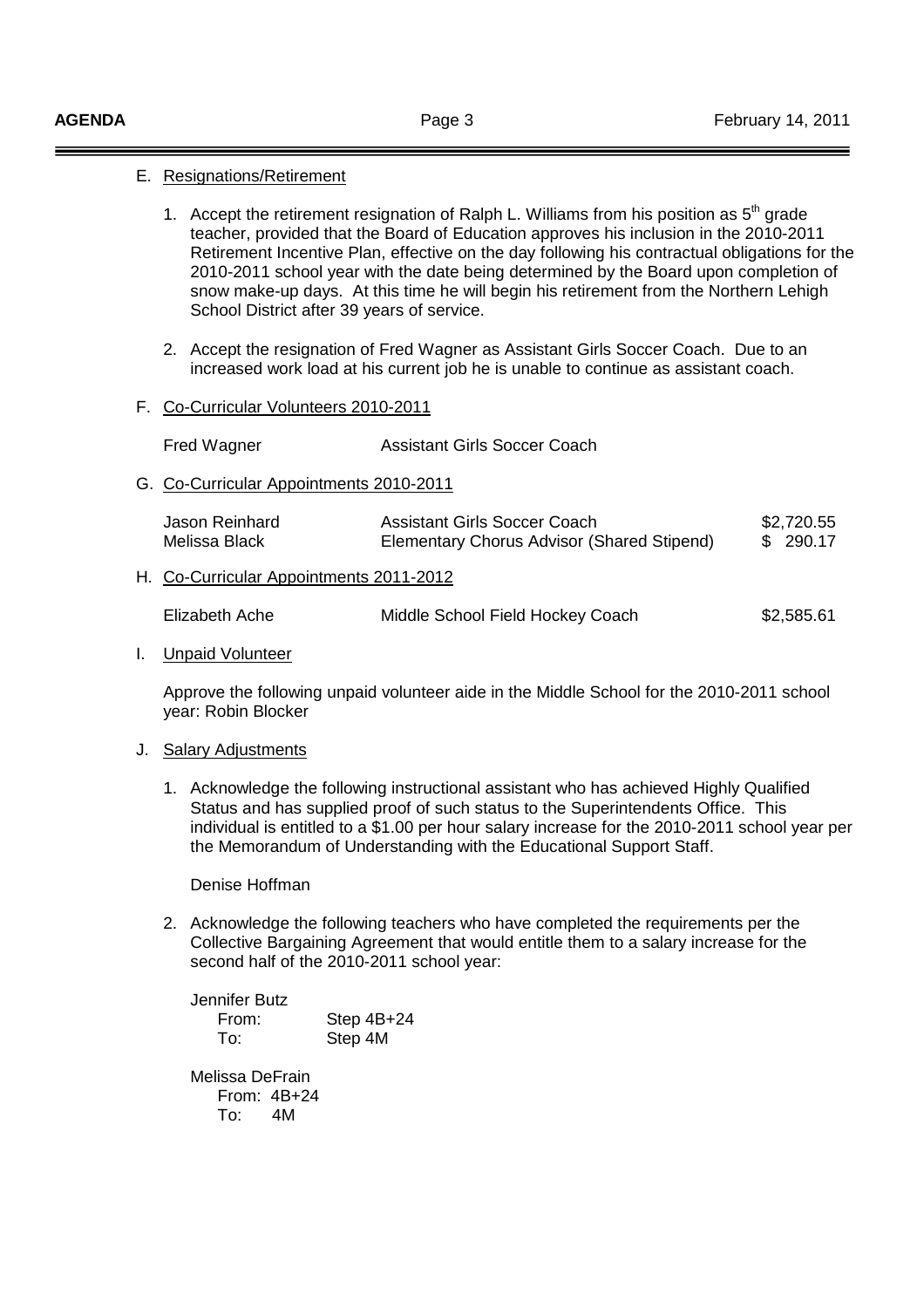E. Resignations/Retirement

1. Accept the retirement resignation of Ralph L. Williams from his position as 5th grade teacher, provided that the Board of Education approves his inclusion in the 2010-2011 Retirement Incentive Plan, effective on the day following his contractual obligations for the 2010-2011 school year with the date being determined by the Board upon completion of snow make-up days. At this time he will begin his retirement from the Northern Lehigh School District after 39 years of service.

2. Accept the resignation of Fred Wagner as Assistant Girls Soccer Coach. Due to an increased work load at his current job he is unable to continue as assistant coach.

F. Co-Curricular Volunteers 2010-2011

| | |
|---|---|
| Fred Wagner | Assistant Girls Soccer Coach |

G. Co-Curricular Appointments 2010-2011

| | | |
|---|---|---|
| Jason Reinhard | Assistant Girls Soccer Coach | $2,720.55 |
| Melissa Black | Elementary Chorus Advisor (Shared Stipend) | $ 290.17 |

H. Co-Curricular Appointments 2011-2012

| | | |
|---|---|---|
| Elizabeth Ache | Middle School Field Hockey Coach | $2,585.61 |

I. Unpaid Volunteer

Approve the following unpaid volunteer aide in the Middle School for the 2010-2011 school year: Robin Blocker

J. Salary Adjustments

1. Acknowledge the following instructional assistant who has achieved Highly Qualified Status and has supplied proof of such status to the Superintendents Office. This individual is entitled to a $1.00 per hour salary increase for the 2010-2011 school year per the Memorandum of Understanding with the Educational Support Staff.

   Denise Hoffman

2. Acknowledge the following teachers who have completed the requirements per the Collective Bargaining Agreement that would entitle them to a salary increase for the second half of the 2010-2011 school year:

   Jennifer Butz
   From: Step 4B+24
   To: Step 4M

   Melissa DeFrain
   From: 4B+24
   To: 4M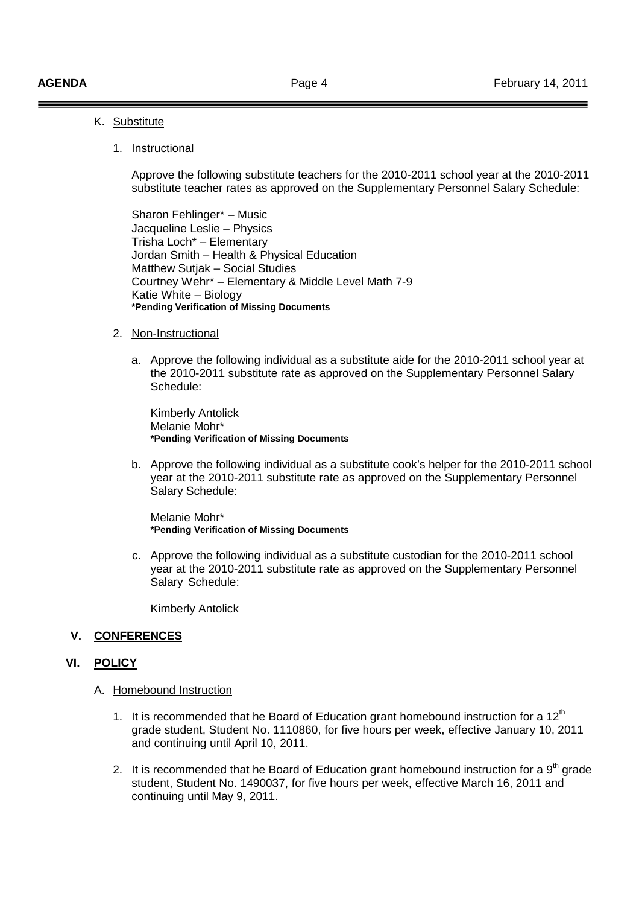K. Substitute

1. Instructional

   Approve the following substitute teachers for the 2010-2011 school year at the 2010-2011 substitute teacher rates as approved on the Supplementary Personnel Salary Schedule:

   Sharon Fehlinger* – Music
   Jacqueline Leslie – Physics
   Trisha Loch* – Elementary
   Jordan Smith – Health & Physical Education
   Matthew Sutjak – Social Studies
   Courtney Wehr* – Elementary & Middle Level Math 7-9
   Katie White – Biology
   **\*Pending Verification of Missing Documents**

2. Non-Instructional

   a. Approve the following individual as a substitute aide for the 2010-2011 school year at the 2010-2011 substitute rate as approved on the Supplementary Personnel Salary Schedule:

      Kimberly Antolick
      Melanie Mohr*
      **\*Pending Verification of Missing Documents**

   b. Approve the following individual as a substitute cook's helper for the 2010-2011 school year at the 2010-2011 substitute rate as approved on the Supplementary Personnel Salary Schedule:

      Melanie Mohr*
      **\*Pending Verification of Missing Documents**

   c. Approve the following individual as a substitute custodian for the 2010-2011 school year at the 2010-2011 substitute rate as approved on the Supplementary Personnel Salary Schedule:

      Kimberly Antolick

## V. CONFERENCES

## VI. POLICY

A. Homebound Instruction

1. It is recommended that he Board of Education grant homebound instruction for a 12th grade student, Student No. 1110860, for five hours per week, effective January 10, 2011 and continuing until April 10, 2011.

2. It is recommended that he Board of Education grant homebound instruction for a 9th grade student, Student No. 1490037, for five hours per week, effective March 16, 2011 and continuing until May 9, 2011.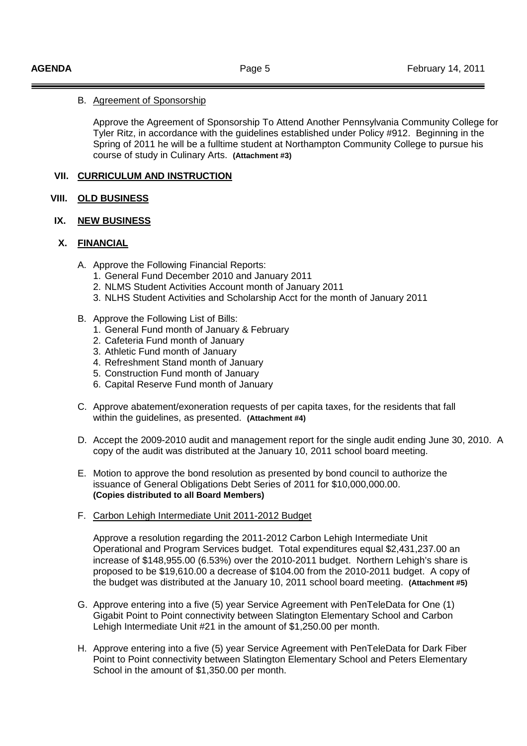B. Agreement of Sponsorship

Approve the Agreement of Sponsorship To Attend Another Pennsylvania Community College for Tyler Ritz, in accordance with the guidelines established under Policy #912. Beginning in the Spring of 2011 he will be a fulltime student at Northampton Community College to pursue his course of study in Culinary Arts. **(Attachment #3)**

## VII. CURRICULUM AND INSTRUCTION

## VIII. OLD BUSINESS

## IX. NEW BUSINESS

## X. FINANCIAL

A. Approve the Following Financial Reports:
   1. General Fund December 2010 and January 2011
   2. NLMS Student Activities Account month of January 2011
   3. NLHS Student Activities and Scholarship Acct for the month of January 2011

B. Approve the Following List of Bills:
   1. General Fund month of January & February
   2. Cafeteria Fund month of January
   3. Athletic Fund month of January
   4. Refreshment Stand month of January
   5. Construction Fund month of January
   6. Capital Reserve Fund month of January

C. Approve abatement/exoneration requests of per capita taxes, for the residents that fall within the guidelines, as presented. **(Attachment #4)**

D. Accept the 2009-2010 audit and management report for the single audit ending June 30, 2010. A copy of the audit was distributed at the January 10, 2011 school board meeting.

E. Motion to approve the bond resolution as presented by bond council to authorize the issuance of General Obligations Debt Series of 2011 for $10,000,000.00. **(Copies distributed to all Board Members)**

F. Carbon Lehigh Intermediate Unit 2011-2012 Budget

Approve a resolution regarding the 2011-2012 Carbon Lehigh Intermediate Unit Operational and Program Services budget. Total expenditures equal $2,431,237.00 an increase of $148,955.00 (6.53%) over the 2010-2011 budget. Northern Lehigh's share is proposed to be $19,610.00 a decrease of $104.00 from the 2010-2011 budget. A copy of the budget was distributed at the January 10, 2011 school board meeting. **(Attachment #5)**

G. Approve entering into a five (5) year Service Agreement with PenTeleData for One (1) Gigabit Point to Point connectivity between Slatington Elementary School and Carbon Lehigh Intermediate Unit #21 in the amount of $1,250.00 per month.

H. Approve entering into a five (5) year Service Agreement with PenTeleData for Dark Fiber Point to Point connectivity between Slatington Elementary School and Peters Elementary School in the amount of $1,350.00 per month.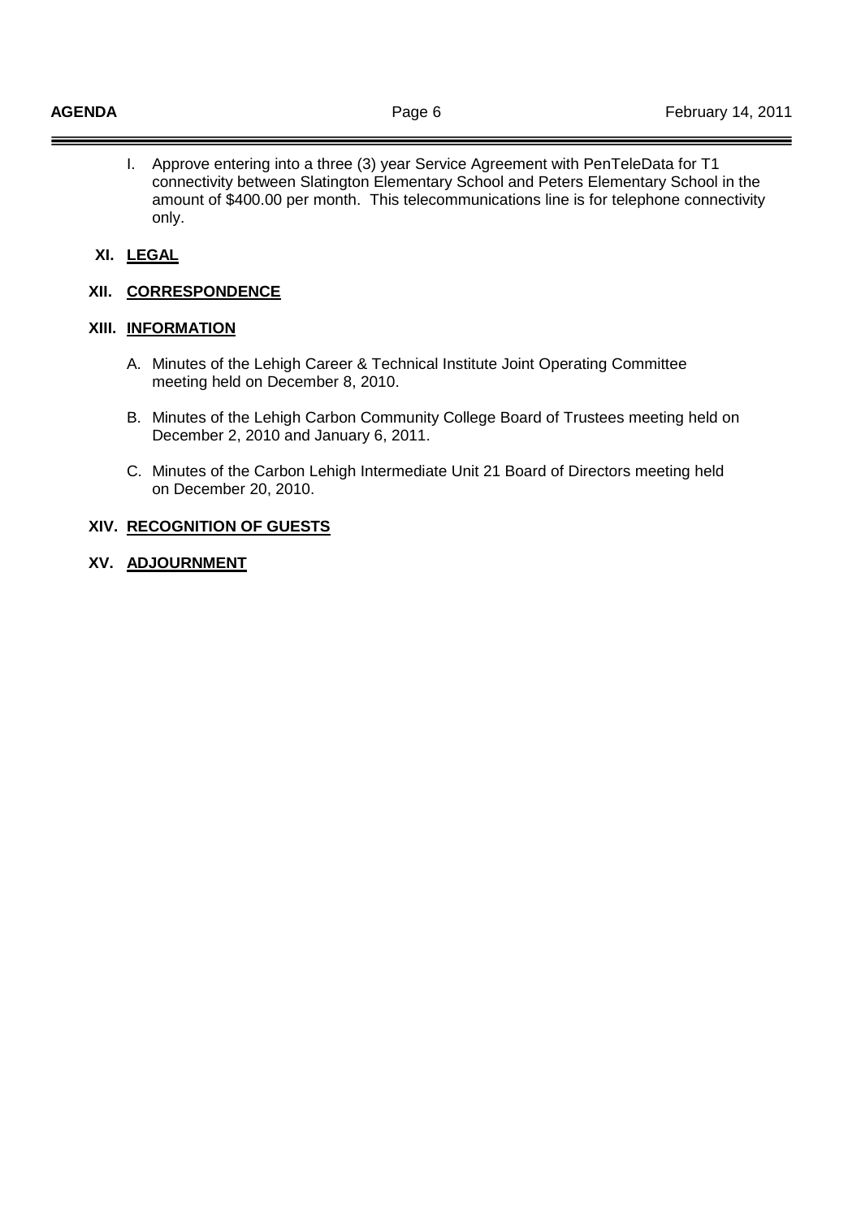I. Approve entering into a three (3) year Service Agreement with PenTeleData for T1 connectivity between Slatington Elementary School and Peters Elementary School in the amount of $400.00 per month. This telecommunications line is for telephone connectivity only.

**XI. LEGAL**

**XII. CORRESPONDENCE**

**XIII. INFORMATION**

A. Minutes of the Lehigh Career & Technical Institute Joint Operating Committee meeting held on December 8, 2010.

B. Minutes of the Lehigh Carbon Community College Board of Trustees meeting held on December 2, 2010 and January 6, 2011.

C. Minutes of the Carbon Lehigh Intermediate Unit 21 Board of Directors meeting held on December 20, 2010.

**XIV. RECOGNITION OF GUESTS**

**XV. ADJOURNMENT**